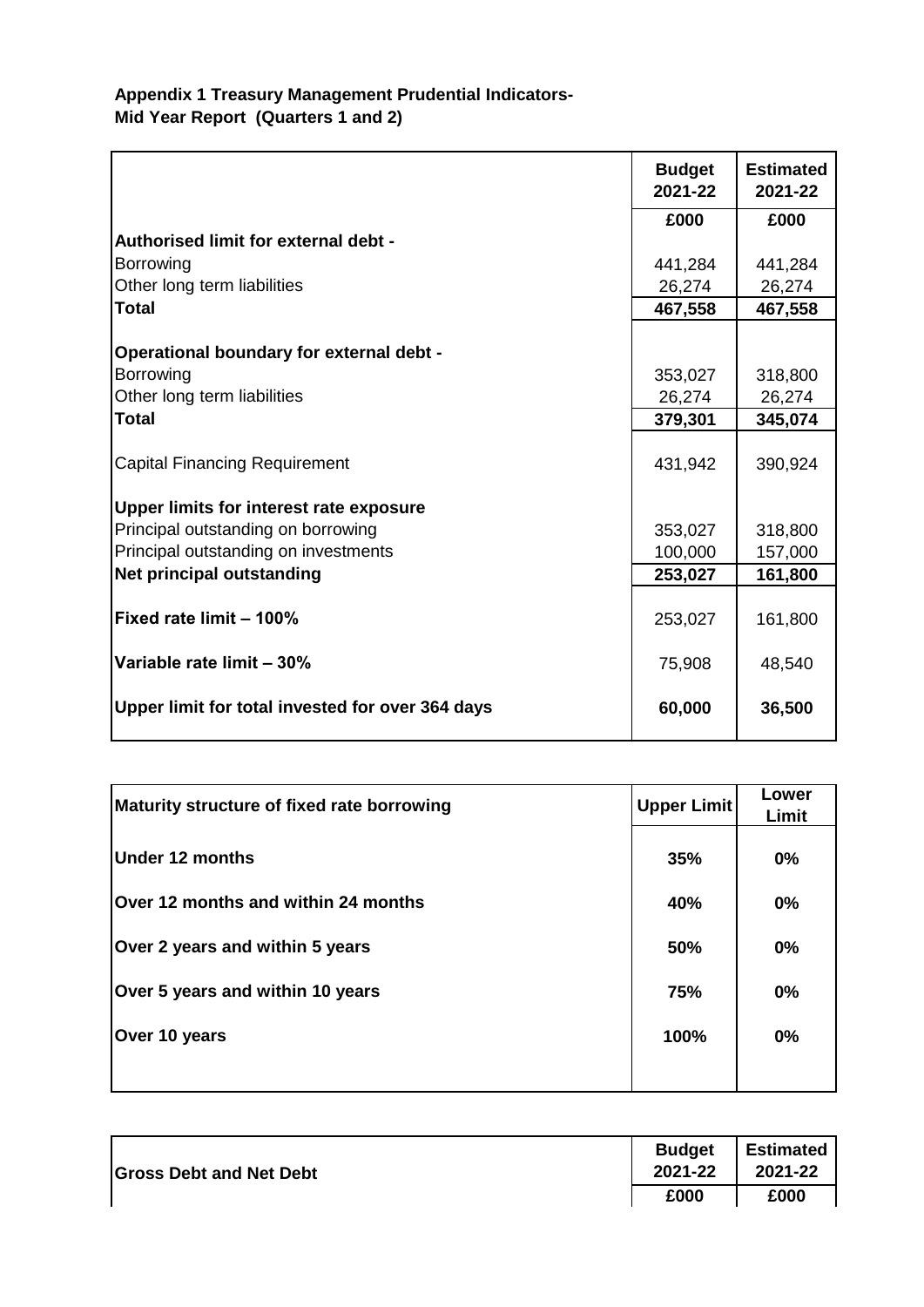**Appendix 1 Treasury Management Prudential Indicators-**
**Mid Year Report (Quarters 1 and 2)**

| | Budget 2021-22 | Estimated 2021-22 |
|---|---|---|
| | £000 | £000 |
| **Authorised limit for external debt -** | | |
| Borrowing | 441,284 | 441,284 |
| Other long term liabilities | 26,274 | 26,274 |
| **Total** | **467,558** | **467,558** |
| | | |
| **Operational boundary for external debt -** | | |
| Borrowing | 353,027 | 318,800 |
| Other long term liabilities | 26,274 | 26,274 |
| **Total** | **379,301** | **345,074** |
| | | |
| Capital Financing Requirement | 431,942 | 390,924 |
| | | |
| **Upper limits for interest rate exposure** | | |
| Principal outstanding on borrowing | 353,027 | 318,800 |
| Principal outstanding on investments | 100,000 | 157,000 |
| **Net principal outstanding** | **253,027** | **161,800** |
| | | |
| **Fixed rate limit – 100%** | 253,027 | 161,800 |
| | | |
| **Variable rate limit – 30%** | 75,908 | 48,540 |
| | | |
| **Upper limit for total invested for over 364 days** | **60,000** | **36,500** |

| Maturity structure of fixed rate borrowing | Upper Limit | Lower Limit |
|---|---|---|
| **Under 12 months** | **35%** | **0%** |
| **Over 12 months and within 24 months** | **40%** | **0%** |
| **Over 2 years and within 5 years** | **50%** | **0%** |
| **Over 5 years and within 10 years** | **75%** | **0%** |
| **Over 10 years** | **100%** | **0%** |

| Gross Debt and Net Debt | Budget 2021-22 | Estimated 2021-22 |
|---|---|---|
| | £000 | £000 |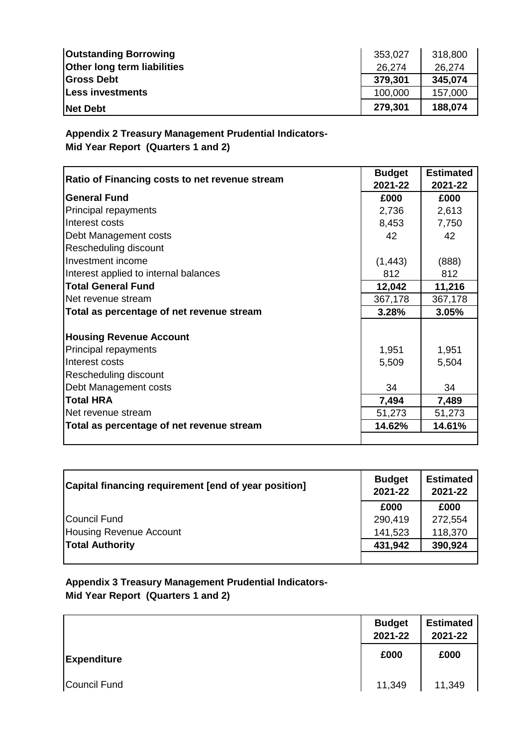| | | |
|---|---|---|
| **Outstanding Borrowing** | 353,027 | 318,800 |
| **Other long term liabilities** | 26,274 | 26,274 |
| **Gross Debt** | **379,301** | **345,074** |
| **Less investments** | 100,000 | 157,000 |
| **Net Debt** | **279,301** | **188,074** |

**Appendix 2 Treasury Management Prudential Indicators-**
**Mid Year Report (Quarters 1 and 2)**

| Ratio of Financing costs to net revenue stream | Budget 2021-22 | Estimated 2021-22 |
|---|---|---|
| **General Fund** | **£000** | **£000** |
| Principal repayments | 2,736 | 2,613 |
| Interest costs | 8,453 | 7,750 |
| Debt Management costs | 42 | 42 |
| Rescheduling discount | | |
| Investment income | (1,443) | (888) |
| Interest applied to internal balances | 812 | 812 |
| **Total General Fund** | **12,042** | **11,216** |
| Net revenue stream | 367,178 | 367,178 |
| **Total as percentage of net revenue stream** | **3.28%** | **3.05%** |
| | | |
| **Housing Revenue Account** | | |
| Principal repayments | 1,951 | 1,951 |
| Interest costs | 5,509 | 5,504 |
| Rescheduling discount | | |
| Debt Management costs | 34 | 34 |
| **Total HRA** | **7,494** | **7,489** |
| Net revenue stream | 51,273 | 51,273 |
| **Total as percentage of net revenue stream** | **14.62%** | **14.61%** |

| Capital financing requirement [end of year position] | Budget 2021-22 | Estimated 2021-22 |
|---|---|---|
| | **£000** | **£000** |
| Council Fund | 290,419 | 272,554 |
| Housing Revenue Account | 141,523 | 118,370 |
| **Total Authority** | **431,942** | **390,924** |

**Appendix 3 Treasury Management Prudential Indicators-**
**Mid Year Report (Quarters 1 and 2)**

| | Budget 2021-22 | Estimated 2021-22 |
|---|---|---|
| **Expenditure** | **£000** | **£000** |
| Council Fund | 11,349 | 11,349 |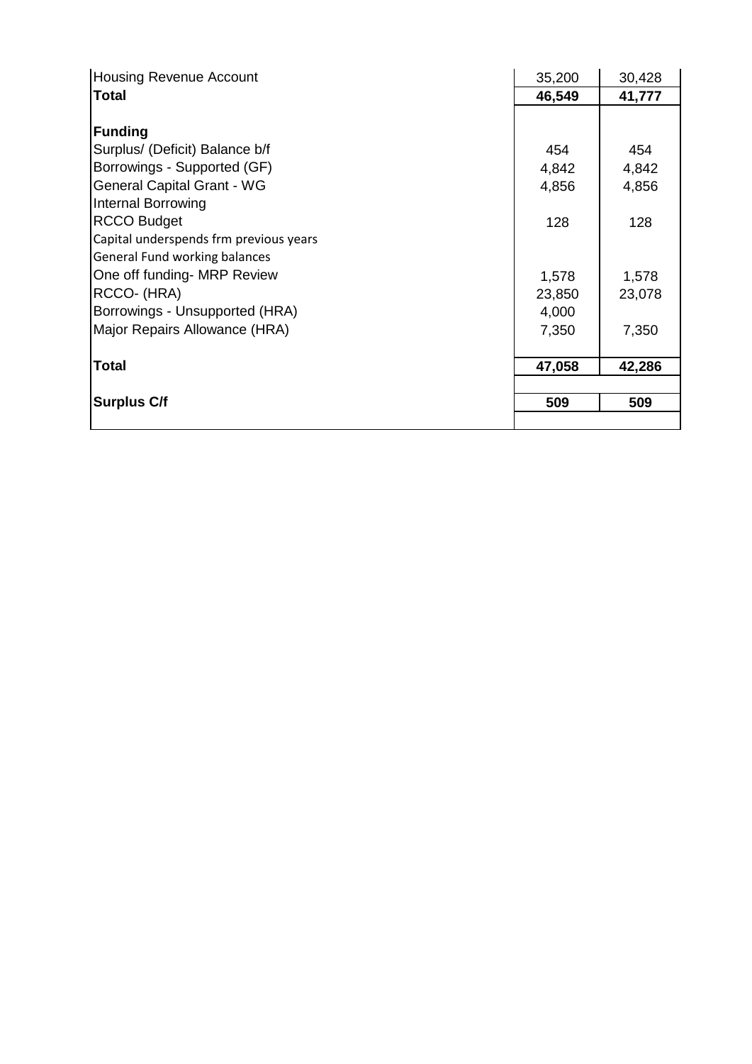| | | |
|---|---|---|
| Housing Revenue Account | 35,200 | 30,428 |
| **Total** | **46,549** | **41,777** |
| | | |
| **Funding** | | |
| Surplus/ (Deficit) Balance b/f | 454 | 454 |
| Borrowings - Supported (GF) | 4,842 | 4,842 |
| General Capital Grant - WG | 4,856 | 4,856 |
| Internal Borrowing | | |
| RCCO Budget | 128 | 128 |
| Capital underspends frm previous years | | |
| General Fund working balances | | |
| One off funding- MRP Review | 1,578 | 1,578 |
| RCCO- (HRA) | 23,850 | 23,078 |
| Borrowings - Unsupported (HRA) | 4,000 | |
| Major Repairs Allowance (HRA) | 7,350 | 7,350 |
| | | |
| **Total** | **47,058** | **42,286** |
| | | |
| **Surplus C/f** | **509** | **509** |